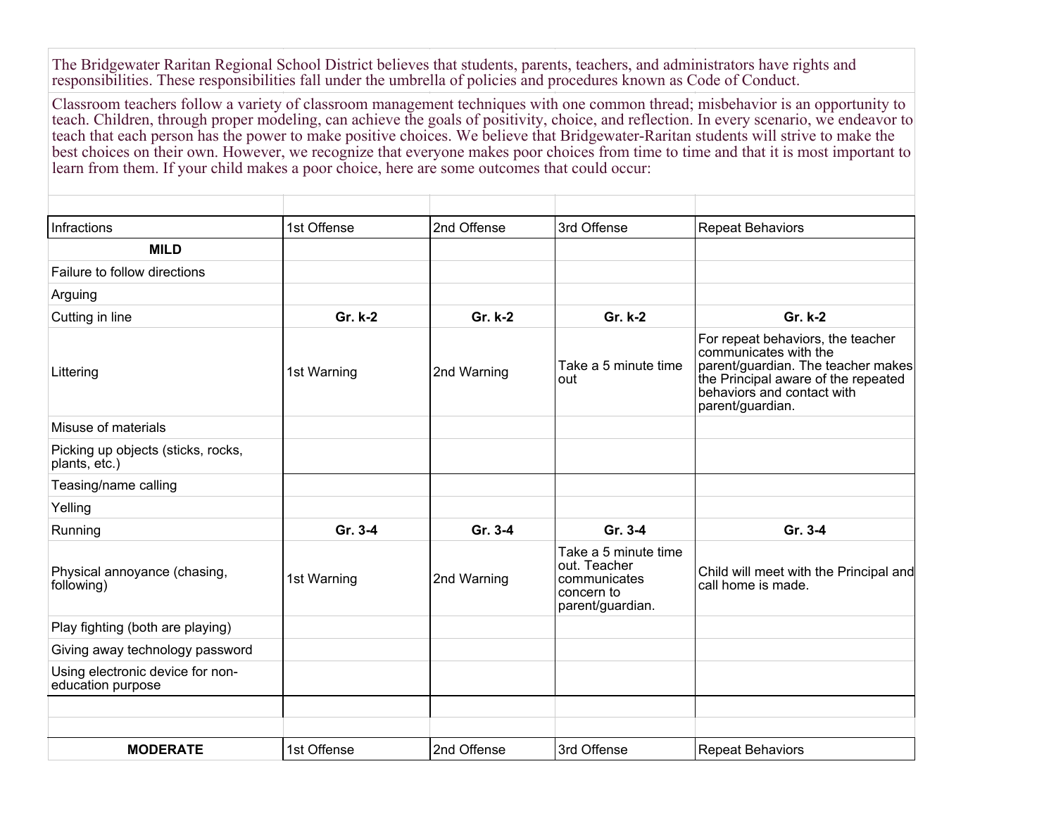The Bridgewater Raritan Regional School District believes that students, parents, teachers, and administrators have rights and responsibilities. These responsibilities fall under the umbrella of policies and procedures known as Code of Conduct.

Classroom teachers follow a variety of classroom management techniques with one common thread; misbehavior is an opportunity to teach. Children, through proper modeling, can achieve the goals of positivity, choice, and reflection. In every scenario, we endeavor to teach that each person has the power to make positive choices. We believe that Bridgewater-Raritan students will strive to make the best choices on their own. However, we recognize that everyone makes poor choices from time to time and that it is most important to learn from them. If your child makes a poor choice, here are some outcomes that could occur:

| Infractions | 1st Offense | 2nd Offense | 3rd Offense | Repeat Behaviors |
|---|---|---|---|---|
| **MILD** | | | | |
| Failure to follow directions | | | | |
| Arguing | | | | |
| Cutting in line | **Gr. k-2** | **Gr. k-2** | **Gr. k-2** | **Gr. k-2** |
| Littering | 1st Warning | 2nd Warning | Take a 5 minute time out | For repeat behaviors, the teacher communicates with the parent/guardian. The teacher makes the Principal aware of the repeated behaviors and contact with parent/guardian. |
| Misuse of materials | | | | |
| Picking up objects (sticks, rocks, plants, etc.) | | | | |
| Teasing/name calling | | | | |
| Yelling | | | | |
| Running | **Gr. 3-4** | **Gr. 3-4** | **Gr. 3-4** | **Gr. 3-4** |
| Physical annoyance (chasing, following) | 1st Warning | 2nd Warning | Take a 5 minute time out. Teacher communicates concern to parent/guardian. | Child will meet with the Principal and call home is made. |
| Play fighting (both are playing) | | | | |
| Giving away technology password | | | | |
| Using electronic device for non-education purpose | | | | |

| **MODERATE** | 1st Offense | 2nd Offense | 3rd Offense | Repeat Behaviors |
|---|---|---|---|---|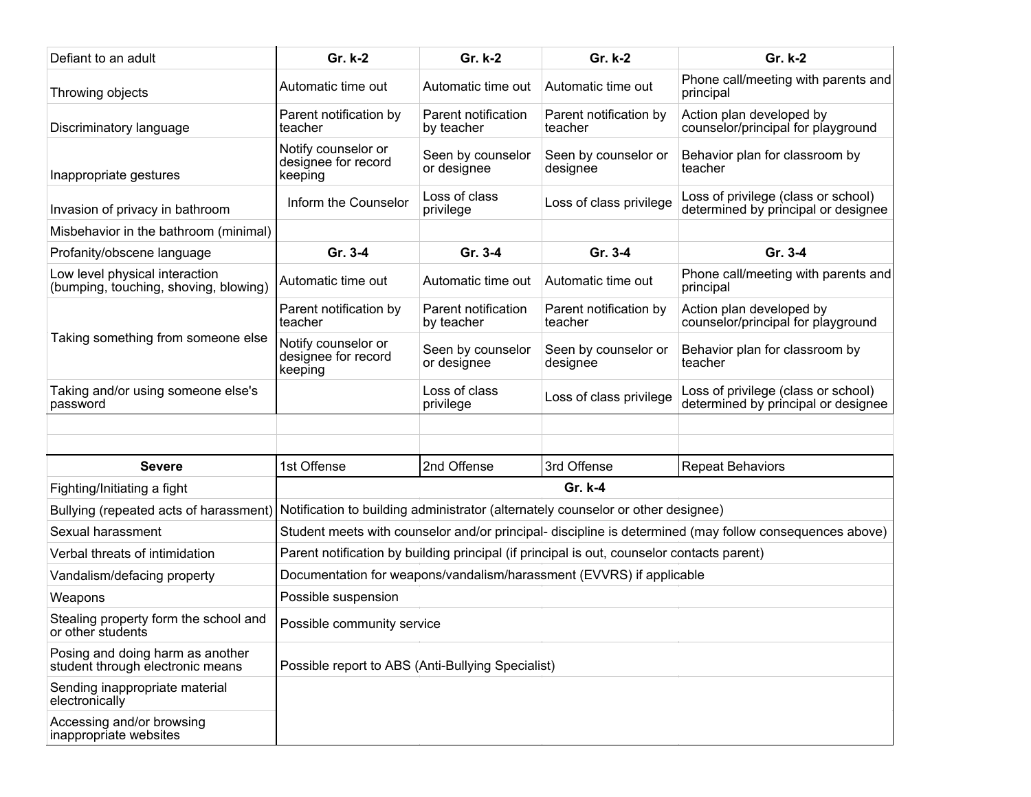| Defiant to an adult | Gr. k-2 | Gr. k-2 | Gr. k-2 | Gr. k-2 |
|---|---|---|---|---|
| Throwing objects | Automatic time out | Automatic time out | Automatic time out | Phone call/meeting with parents and principal |
| Discriminatory language | Parent notification by teacher | Parent notification by teacher | Parent notification by teacher | Action plan developed by counselor/principal for playground |
| Inappropriate gestures | Notify counselor or designee for record keeping | Seen by counselor or designee | Seen by counselor or designee | Behavior plan for classroom by teacher |
| Invasion of privacy in bathroom | Inform the Counselor | Loss of class privilege | Loss of class privilege | Loss of privilege (class or school) determined by principal or designee |
| Misbehavior in the bathroom (minimal) | | | | |
| Profanity/obscene language | Gr. 3-4 | Gr. 3-4 | Gr. 3-4 | Gr. 3-4 |
| Low level physical interaction (bumping, touching, shoving, blowing) | Automatic time out | Automatic time out | Automatic time out | Phone call/meeting with parents and principal |
| Taking something from someone else | Parent notification by teacher | Parent notification by teacher | Parent notification by teacher | Action plan developed by counselor/principal for playground |
| | Notify counselor or designee for record keeping | Seen by counselor or designee | Seen by counselor or designee | Behavior plan for classroom by teacher |
| Taking and/or using someone else's password | | Loss of class privilege | Loss of class privilege | Loss of privilege (class or school) determined by principal or designee |

| Severe | 1st Offense | 2nd Offense | 3rd Offense | Repeat Behaviors |
|---|---|---|---|---|
| Fighting/Initiating a fight | Gr. k-4 | | | |
| Bullying (repeated acts of harassment) | Notification to building administrator (alternately counselor or other designee) | | | |
| Sexual harassment | Student meets with counselor and/or principal- discipline is determined (may follow consequences above) | | | |
| Verbal threats of intimidation | Parent notification by building principal (if principal is out, counselor contacts parent) | | | |
| Vandalism/defacing property | Documentation for weapons/vandalism/harassment (EVVRS) if applicable | | | |
| Weapons | Possible suspension | | | |
| Stealing property form the school and or other students | Possible community service | | | |
| Posing and doing harm as another student through electronic means | Possible report to ABS (Anti-Bullying Specialist) | | | |
| Sending inappropriate material electronically | | | | |
| Accessing and/or browsing inappropriate websites | | | | |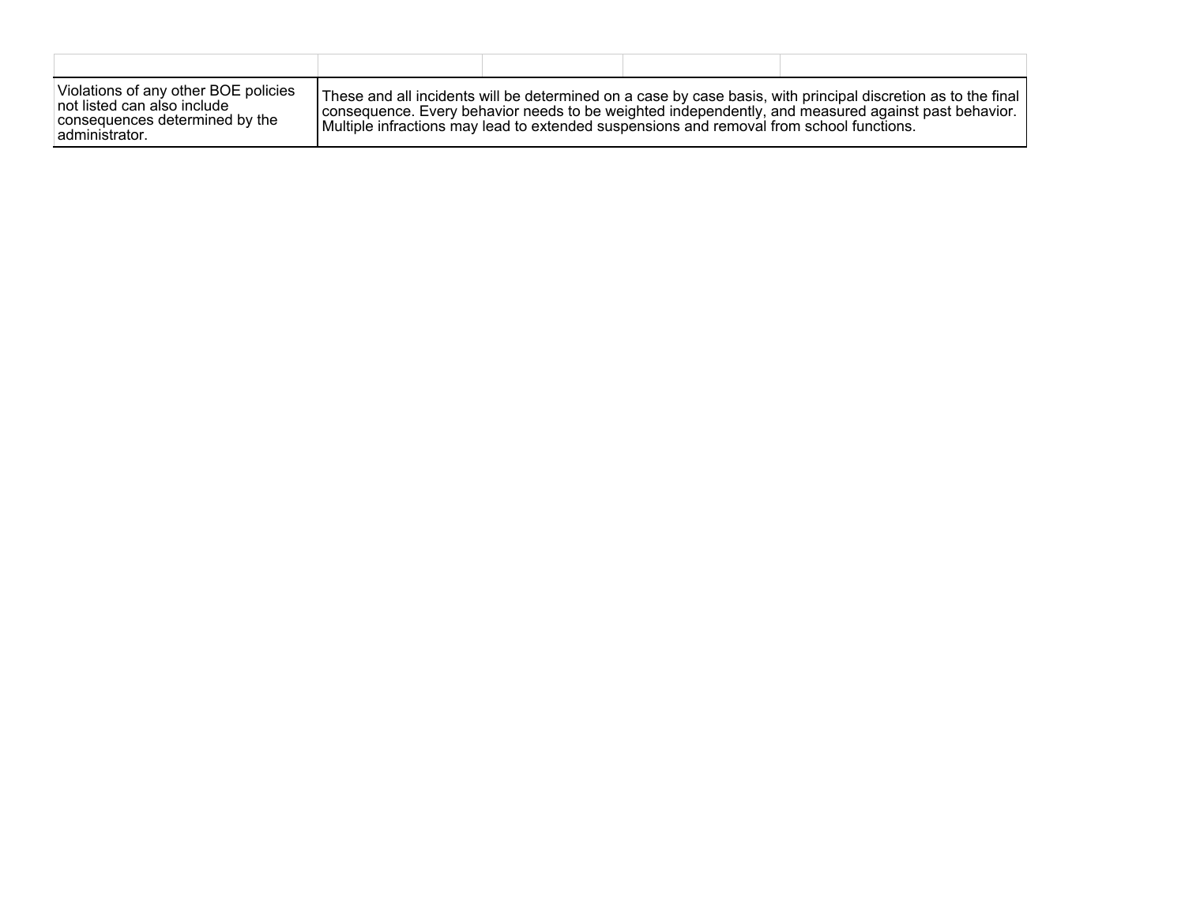| | | | | |
|---|---|---|---|---|
| Violations of any other BOE policies not listed can also include consequences determined by the administrator. | These and all incidents will be determined on a case by case basis, with principal discretion as to the final consequence. Every behavior needs to be weighted independently, and measured against past behavior. Multiple infractions may lead to extended suspensions and removal from school functions. | | | |